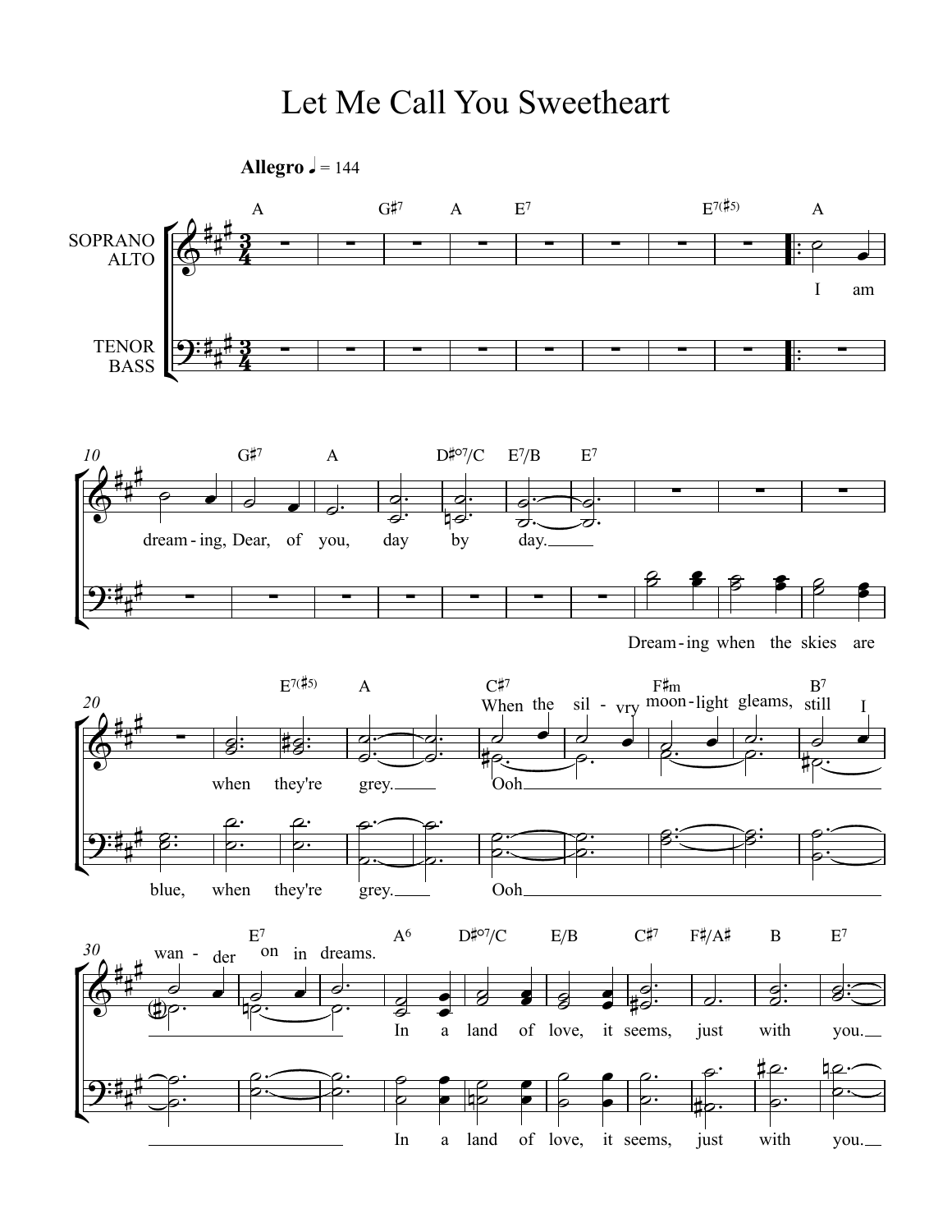# Let Me Call You Sweetheart

**Allegro** ♩ = 144

SOPRANO ALTO

TENOR BASS

A G♯7 A E7 E7(♯5) A

I am

dream - ing, Dear, of you, day by day.

G♯7 A D♯°7/C E7/B E7

Dream - ing when the skies are blue, when they're grey.

E7(♯5) A C♯7 F♯m B7

When the sil - vry moon - light gleams, still I

when they're grey. Ooh

wan - der on in dreams.

E7 A6 D♯°7/C E/B C♯7 F♯/A♯ B E7

In a land of love, it seems, just with you.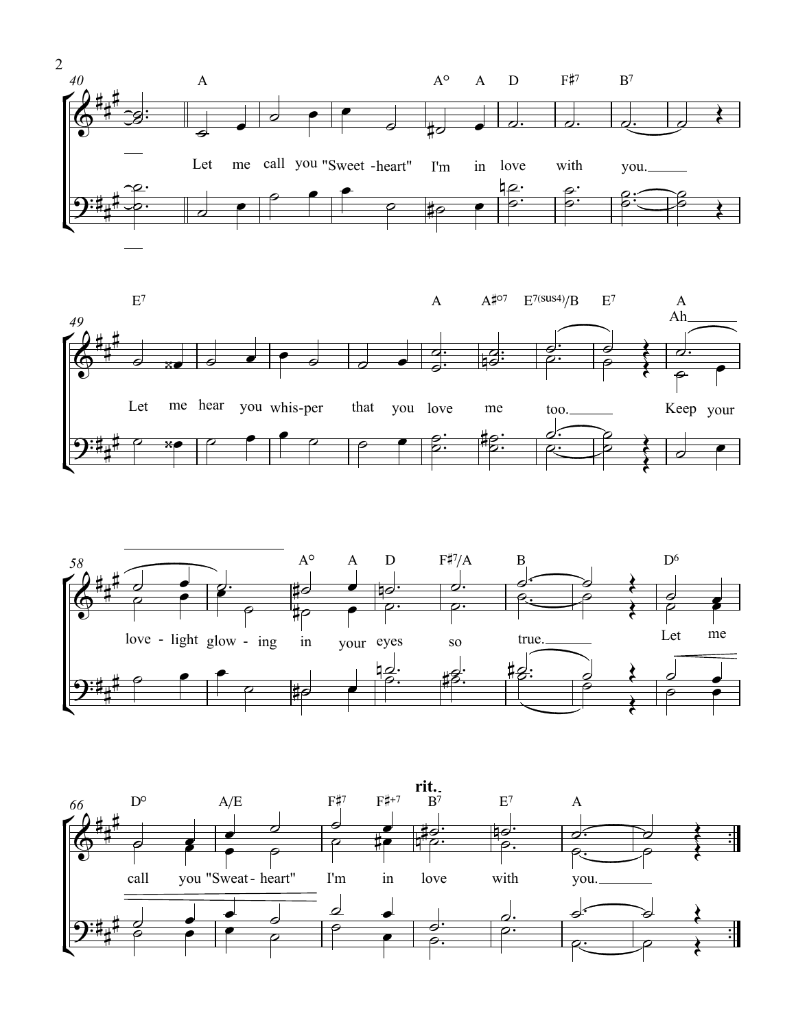A A° A D F♯7 B7

Let me call you "Sweet-heart" I'm in love with you.

E7 A A♯°7 E7(sus4)/B E7 A

Let me hear you whis-per that you love me too.

Ah

Keep your love-light glow-ing in your eyes so true.

A° A D F♯7/A B D6

Let me call you "Sweat-heart" I'm in love with you.

D° A/E F♯7 F♯+7 B7 E7 A

rit.